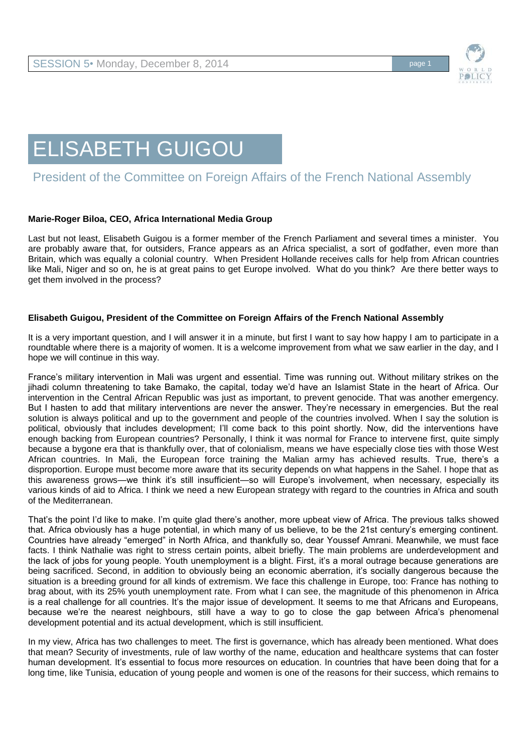# ELISABETH GUIGOU

## President of the Committee on Foreign Affairs of the French National Assembly

**Marie-Roger Biloa, CEO, Africa International Media Group**

Last but not least, Elisabeth Guigou is a former member of the French Parliament and several times a minister. You are probably aware that, for outsiders, France appears as an Africa specialist, a sort of godfather, even more than Britain, which was equally a colonial country. When President Hollande receives calls for help from African countries like Mali, Niger and so on, he is at great pains to get Europe involved. What do you think? Are there better ways to get them involved in the process?

**Elisabeth Guigou, President of the Committee on Foreign Affairs of the French National Assembly**

It is a very important question, and I will answer it in a minute, but first I want to say how happy I am to participate in a roundtable where there is a majority of women. It is a welcome improvement from what we saw earlier in the day, and I hope we will continue in this way.

France's military intervention in Mali was urgent and essential. Time was running out. Without military strikes on the jihadi column threatening to take Bamako, the capital, today we'd have an Islamist State in the heart of Africa. Our intervention in the Central African Republic was just as important, to prevent genocide. That was another emergency. But I hasten to add that military interventions are never the answer. They're necessary in emergencies. But the real solution is always political and up to the government and people of the countries involved. When I say the solution is political, obviously that includes development; I'll come back to this point shortly. Now, did the interventions have enough backing from European countries? Personally, I think it was normal for France to intervene first, quite simply because a bygone era that is thankfully over, that of colonialism, means we have especially close ties with those West African countries. In Mali, the European force training the Malian army has achieved results. True, there's a disproportion. Europe must become more aware that its security depends on what happens in the Sahel. I hope that as this awareness grows—we think it's still insufficient—so will Europe's involvement, when necessary, especially its various kinds of aid to Africa. I think we need a new European strategy with regard to the countries in Africa and south of the Mediterranean.

That's the point I'd like to make. I'm quite glad there's another, more upbeat view of Africa. The previous talks showed that. Africa obviously has a huge potential, in which many of us believe, to be the 21st century's emerging continent. Countries have already "emerged" in North Africa, and thankfully so, dear Youssef Amrani. Meanwhile, we must face facts. I think Nathalie was right to stress certain points, albeit briefly. The main problems are underdevelopment and the lack of jobs for young people. Youth unemployment is a blight. First, it's a moral outrage because generations are being sacrificed. Second, in addition to obviously being an economic aberration, it's socially dangerous because the situation is a breeding ground for all kinds of extremism. We face this challenge in Europe, too: France has nothing to brag about, with its 25% youth unemployment rate. From what I can see, the magnitude of this phenomenon in Africa is a real challenge for all countries. It's the major issue of development. It seems to me that Africans and Europeans, because we're the nearest neighbours, still have a way to go to close the gap between Africa's phenomenal development potential and its actual development, which is still insufficient.

In my view, Africa has two challenges to meet. The first is governance, which has already been mentioned. What does that mean? Security of investments, rule of law worthy of the name, education and healthcare systems that can foster human development. It's essential to focus more resources on education. In countries that have been doing that for a long time, like Tunisia, education of young people and women is one of the reasons for their success, which remains to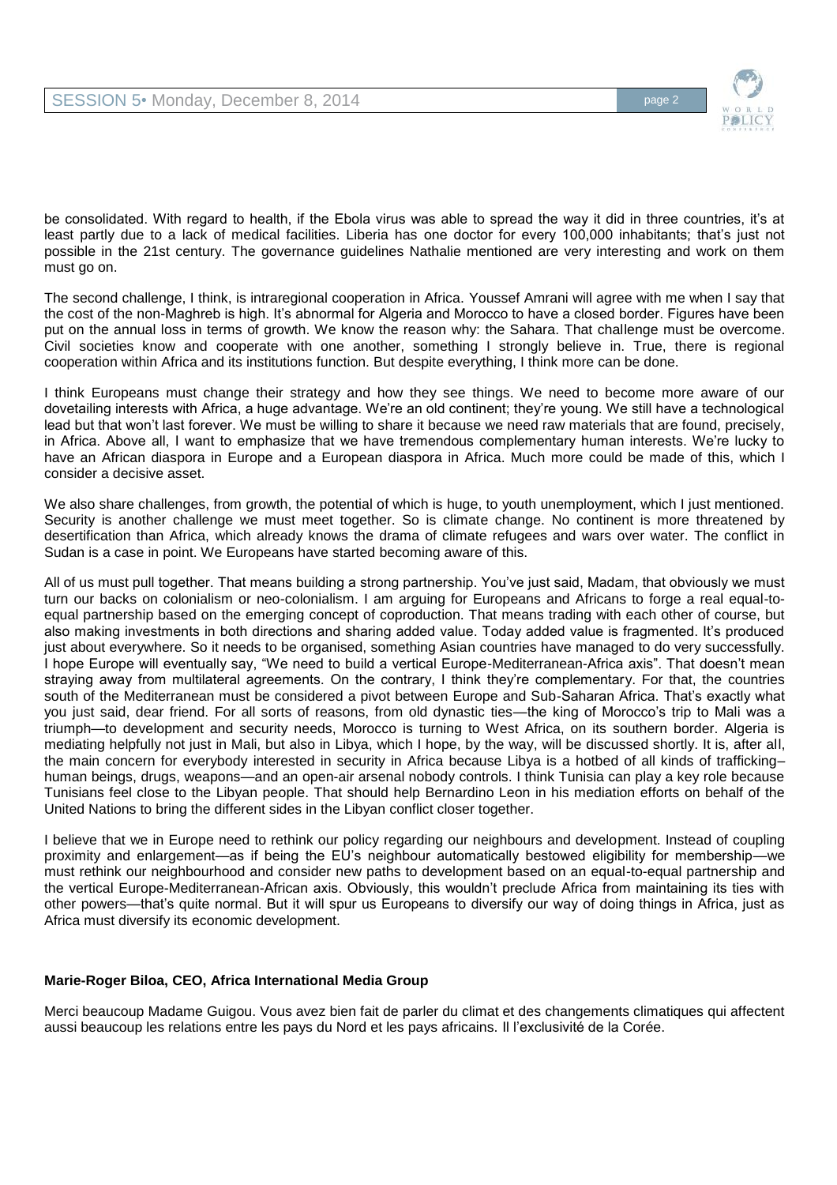be consolidated. With regard to health, if the Ebola virus was able to spread the way it did in three countries, it's at least partly due to a lack of medical facilities. Liberia has one doctor for every 100,000 inhabitants; that's just not possible in the 21st century. The governance guidelines Nathalie mentioned are very interesting and work on them must go on.

The second challenge, I think, is intraregional cooperation in Africa. Youssef Amrani will agree with me when I say that the cost of the non-Maghreb is high. It's abnormal for Algeria and Morocco to have a closed border. Figures have been put on the annual loss in terms of growth. We know the reason why: the Sahara. That challenge must be overcome. Civil societies know and cooperate with one another, something I strongly believe in. True, there is regional cooperation within Africa and its institutions function. But despite everything, I think more can be done.

I think Europeans must change their strategy and how they see things. We need to become more aware of our dovetailing interests with Africa, a huge advantage. We're an old continent; they're young. We still have a technological lead but that won't last forever. We must be willing to share it because we need raw materials that are found, precisely, in Africa. Above all, I want to emphasize that we have tremendous complementary human interests. We're lucky to have an African diaspora in Europe and a European diaspora in Africa. Much more could be made of this, which I consider a decisive asset.

We also share challenges, from growth, the potential of which is huge, to youth unemployment, which I just mentioned. Security is another challenge we must meet together. So is climate change. No continent is more threatened by desertification than Africa, which already knows the drama of climate refugees and wars over water. The conflict in Sudan is a case in point. We Europeans have started becoming aware of this.

All of us must pull together. That means building a strong partnership. You've just said, Madam, that obviously we must turn our backs on colonialism or neo-colonialism. I am arguing for Europeans and Africans to forge a real equal-to-equal partnership based on the emerging concept of coproduction. That means trading with each other of course, but also making investments in both directions and sharing added value. Today added value is fragmented. It's produced just about everywhere. So it needs to be organised, something Asian countries have managed to do very successfully. I hope Europe will eventually say, "We need to build a vertical Europe-Mediterranean-Africa axis". That doesn't mean straying away from multilateral agreements. On the contrary, I think they're complementary. For that, the countries south of the Mediterranean must be considered a pivot between Europe and Sub-Saharan Africa. That's exactly what you just said, dear friend. For all sorts of reasons, from old dynastic ties—the king of Morocco's trip to Mali was a triumph—to development and security needs, Morocco is turning to West Africa, on its southern border. Algeria is mediating helpfully not just in Mali, but also in Libya, which I hope, by the way, will be discussed shortly. It is, after all, the main concern for everybody interested in security in Africa because Libya is a hotbed of all kinds of trafficking–human beings, drugs, weapons—and an open-air arsenal nobody controls. I think Tunisia can play a key role because Tunisians feel close to the Libyan people. That should help Bernardino Leon in his mediation efforts on behalf of the United Nations to bring the different sides in the Libyan conflict closer together.

I believe that we in Europe need to rethink our policy regarding our neighbours and development. Instead of coupling proximity and enlargement—as if being the EU's neighbour automatically bestowed eligibility for membership—we must rethink our neighbourhood and consider new paths to development based on an equal-to-equal partnership and the vertical Europe-Mediterranean-African axis. Obviously, this wouldn't preclude Africa from maintaining its ties with other powers—that's quite normal. But it will spur us Europeans to diversify our way of doing things in Africa, just as Africa must diversify its economic development.

**Marie-Roger Biloa, CEO, Africa International Media Group**

Merci beaucoup Madame Guigou. Vous avez bien fait de parler du climat et des changements climatiques qui affectent aussi beaucoup les relations entre les pays du Nord et les pays africains. Il l'exclusivité de la Corée.